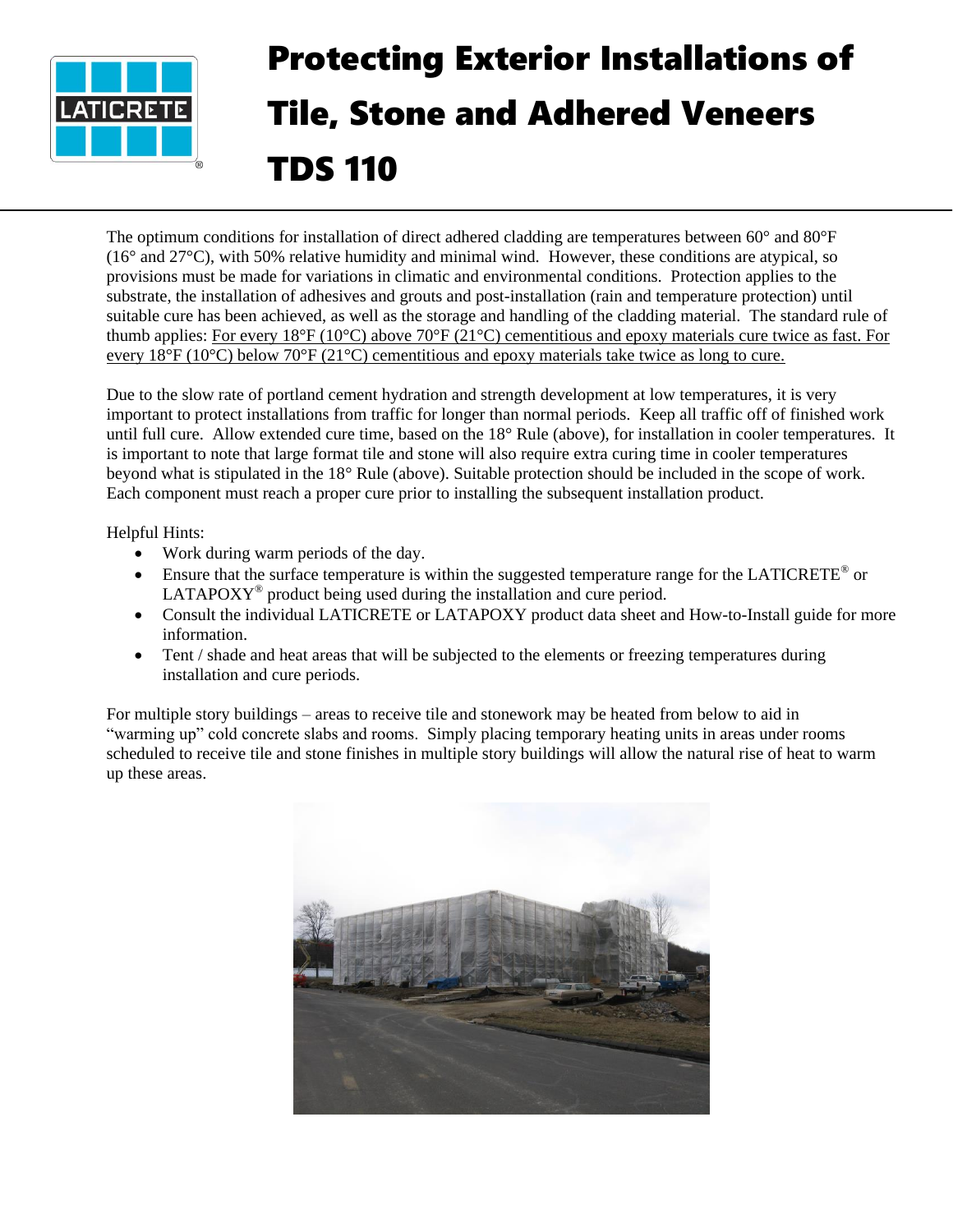# Protecting Exterior Installations of Tile, Stone and Adhered Veneers TDS 110

The optimum conditions for installation of direct adhered cladding are temperatures between 60° and 80°F (16° and 27°C), with 50% relative humidity and minimal wind. However, these conditions are atypical, so provisions must be made for variations in climatic and environmental conditions. Protection applies to the substrate, the installation of adhesives and grouts and post-installation (rain and temperature protection) until suitable cure has been achieved, as well as the storage and handling of the cladding material. The standard rule of thumb applies: For every 18°F (10°C) above 70°F (21°C) cementitious and epoxy materials cure twice as fast. For every 18°F (10°C) below 70°F (21°C) cementitious and epoxy materials take twice as long to cure.

Due to the slow rate of portland cement hydration and strength development at low temperatures, it is very important to protect installations from traffic for longer than normal periods. Keep all traffic off of finished work until full cure. Allow extended cure time, based on the 18° Rule (above), for installation in cooler temperatures. It is important to note that large format tile and stone will also require extra curing time in cooler temperatures beyond what is stipulated in the 18° Rule (above). Suitable protection should be included in the scope of work. Each component must reach a proper cure prior to installing the subsequent installation product.

Helpful Hints:

- Work during warm periods of the day.
- Ensure that the surface temperature is within the suggested temperature range for the LATICRETE® or LATAPOXY® product being used during the installation and cure period.
- Consult the individual LATICRETE or LATAPOXY product data sheet and How-to-Install guide for more information.
- Tent / shade and heat areas that will be subjected to the elements or freezing temperatures during installation and cure periods.

For multiple story buildings – areas to receive tile and stonework may be heated from below to aid in "warming up" cold concrete slabs and rooms. Simply placing temporary heating units in areas under rooms scheduled to receive tile and stone finishes in multiple story buildings will allow the natural rise of heat to warm up these areas.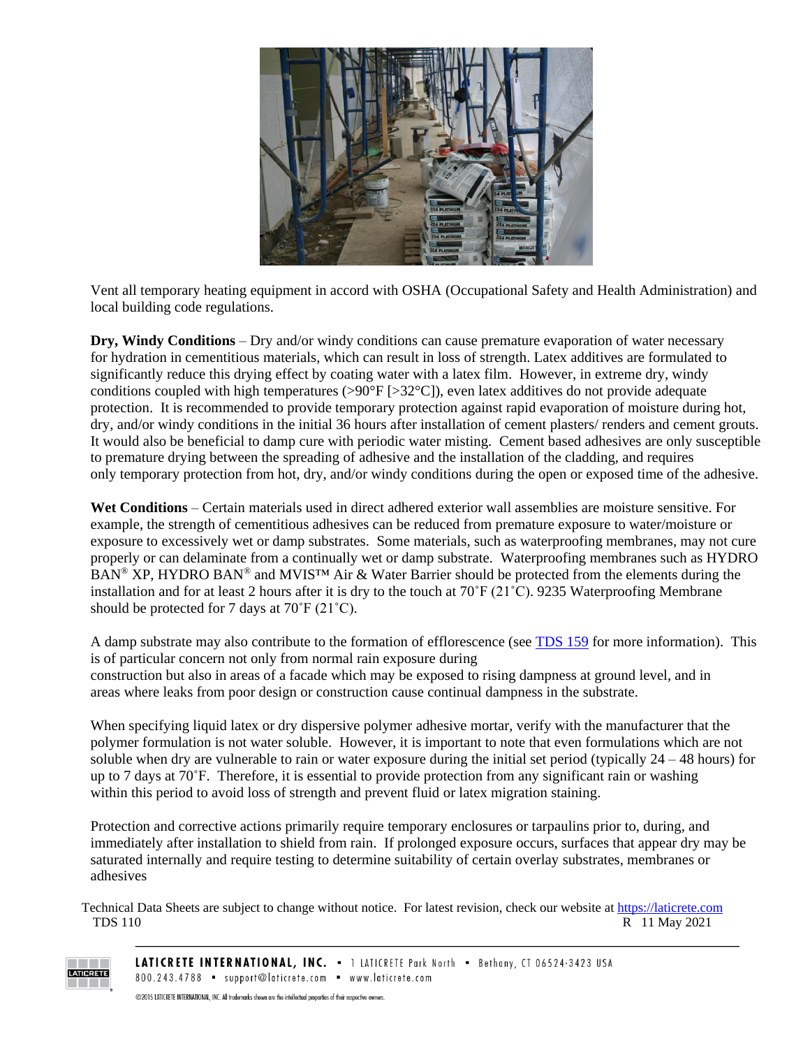Vent all temporary heating equipment in accord with OSHA (Occupational Safety and Health Administration) and local building code regulations.

**Dry, Windy Conditions** – Dry and/or windy conditions can cause premature evaporation of water necessary for hydration in cementitious materials, which can result in loss of strength. Latex additives are formulated to significantly reduce this drying effect by coating water with a latex film. However, in extreme dry, windy conditions coupled with high temperatures (>90°F [>32°C]), even latex additives do not provide adequate protection. It is recommended to provide temporary protection against rapid evaporation of moisture during hot, dry, and/or windy conditions in the initial 36 hours after installation of cement plasters/ renders and cement grouts. It would also be beneficial to damp cure with periodic water misting. Cement based adhesives are only susceptible to premature drying between the spreading of adhesive and the installation of the cladding, and requires only temporary protection from hot, dry, and/or windy conditions during the open or exposed time of the adhesive.

**Wet Conditions** – Certain materials used in direct adhered exterior wall assemblies are moisture sensitive. For example, the strength of cementitious adhesives can be reduced from premature exposure to water/moisture or exposure to excessively wet or damp substrates. Some materials, such as waterproofing membranes, may not cure properly or can delaminate from a continually wet or damp substrate. Waterproofing membranes such as HYDRO BAN® XP, HYDRO BAN® and MVIS™ Air & Water Barrier should be protected from the elements during the installation and for at least 2 hours after it is dry to the touch at 70˚F (21˚C). 9235 Waterproofing Membrane should be protected for 7 days at 70˚F (21˚C).

A damp substrate may also contribute to the formation of efflorescence (see TDS 159 for more information). This is of particular concern not only from normal rain exposure during construction but also in areas of a facade which may be exposed to rising dampness at ground level, and in areas where leaks from poor design or construction cause continual dampness in the substrate.

When specifying liquid latex or dry dispersive polymer adhesive mortar, verify with the manufacturer that the polymer formulation is not water soluble. However, it is important to note that even formulations which are not soluble when dry are vulnerable to rain or water exposure during the initial set period (typically 24 – 48 hours) for up to 7 days at 70˚F. Therefore, it is essential to provide protection from any significant rain or washing within this period to avoid loss of strength and prevent fluid or latex migration staining.

Protection and corrective actions primarily require temporary enclosures or tarpaulins prior to, during, and immediately after installation to shield from rain. If prolonged exposure occurs, surfaces that appear dry may be saturated internally and require testing to determine suitability of certain overlay substrates, membranes or adhesives

Technical Data Sheets are subject to change without notice. For latest revision, check our website at https://laticrete.com

TDS 110 R 11 May 2021